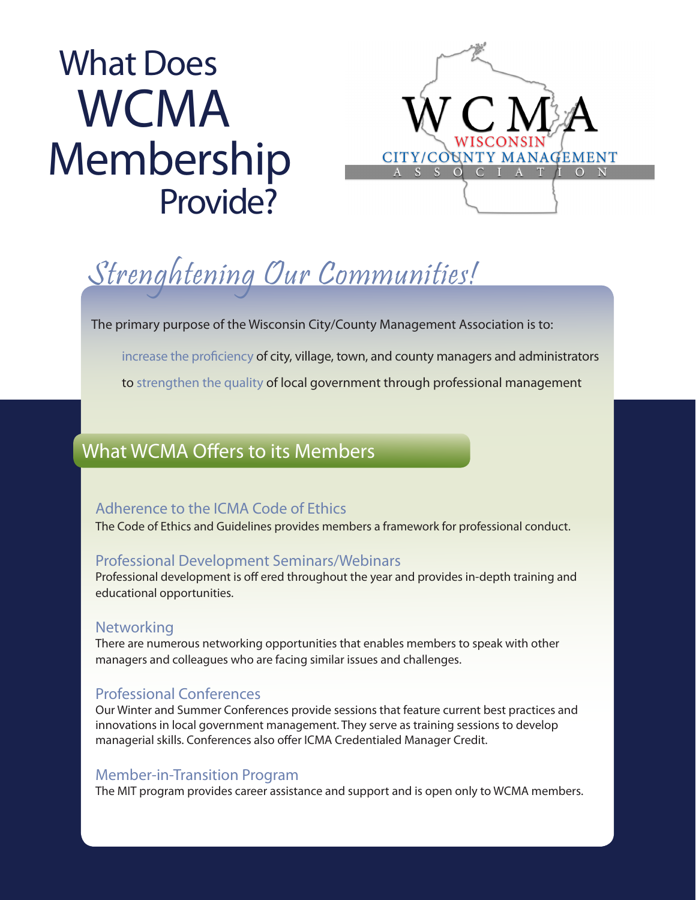# What Does WCMA Membership Provide?

WCMA
WISCONSIN
CITY/COUNTY MANAGEMENT
ASSOCIATION

## *Strenghtening Our Communities!*

The primary purpose of the Wisconsin City/County Management Association is to:

increase the proficiency of city, village, town, and county managers and administrators

to strengthen the quality of local government through professional management

## What WCMA Offers to its Members

### Adherence to the ICMA Code of Ethics

The Code of Ethics and Guidelines provides members a framework for professional conduct.

### Professional Development Seminars/Webinars

Professional development is off ered throughout the year and provides in-depth training and educational opportunities.

### Networking

There are numerous networking opportunities that enables members to speak with other managers and colleagues who are facing similar issues and challenges.

### Professional Conferences

Our Winter and Summer Conferences provide sessions that feature current best practices and innovations in local government management. They serve as training sessions to develop managerial skills. Conferences also offer ICMA Credentialed Manager Credit.

### Member-in-Transition Program

The MIT program provides career assistance and support and is open only to WCMA members.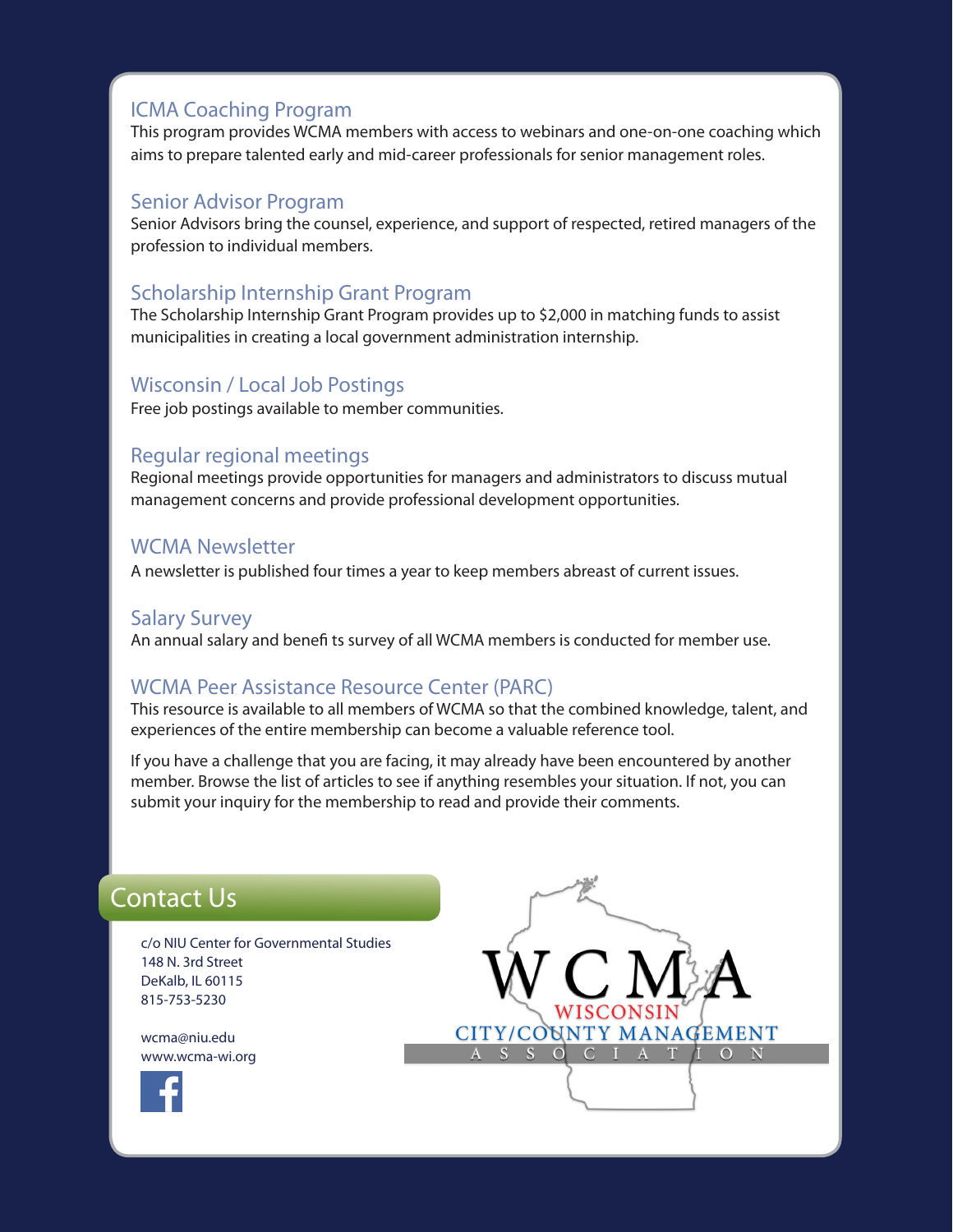## ICMA Coaching Program

This program provides WCMA members with access to webinars and one-on-one coaching which aims to prepare talented early and mid-career professionals for senior management roles.

## Senior Advisor Program

Senior Advisors bring the counsel, experience, and support of respected, retired managers of the profession to individual members.

## Scholarship Internship Grant Program

The Scholarship Internship Grant Program provides up to $2,000 in matching funds to assist municipalities in creating a local government administration internship.

## Wisconsin / Local Job Postings

Free job postings available to member communities.

## Regular regional meetings

Regional meetings provide opportunities for managers and administrators to discuss mutual management concerns and provide professional development opportunities.

## WCMA Newsletter

A newsletter is published four times a year to keep members abreast of current issues.

## Salary Survey

An annual salary and benefi ts survey of all WCMA members is conducted for member use.

## WCMA Peer Assistance Resource Center (PARC)

This resource is available to all members of WCMA so that the combined knowledge, talent, and experiences of the entire membership can become a valuable reference tool.

If you have a challenge that you are facing, it may already have been encountered by another member. Browse the list of articles to see if anything resembles your situation. If not, you can submit your inquiry for the membership to read and provide their comments.

## Contact Us

c/o NIU Center for Governmental Studies
148 N. 3rd Street
DeKalb, IL 60115
815-753-5230

wcma@niu.edu
www.wcma-wi.org

WCMA
WISCONSIN
CITY/COUNTY MANAGEMENT
ASSOCIATION